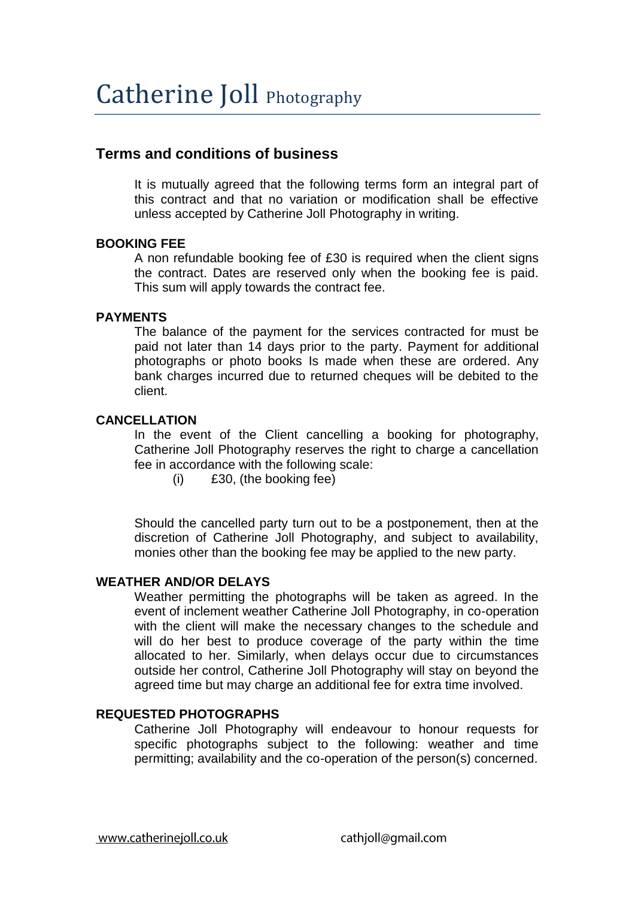# Catherine Joll Photography

## Terms and conditions of business

It is mutually agreed that the following terms form an integral part of this contract and that no variation or modification shall be effective unless accepted by Catherine Joll Photography in writing.

**BOOKING FEE**

A non refundable booking fee of £30 is required when the client signs the contract. Dates are reserved only when the booking fee is paid. This sum will apply towards the contract fee.

**PAYMENTS**

The balance of the payment for the services contracted for must be paid not later than 14 days prior to the party. Payment for additional photographs or photo books Is made when these are ordered. Any bank charges incurred due to returned cheques will be debited to the client.

**CANCELLATION**

In the event of the Client cancelling a booking for photography, Catherine Joll Photography reserves the right to charge a cancellation fee in accordance with the following scale:

(i) £30, (the booking fee)

Should the cancelled party turn out to be a postponement, then at the discretion of Catherine Joll Photography, and subject to availability, monies other than the booking fee may be applied to the new party.

**WEATHER AND/OR DELAYS**

Weather permitting the photographs will be taken as agreed. In the event of inclement weather Catherine Joll Photography, in co-operation with the client will make the necessary changes to the schedule and will do her best to produce coverage of the party within the time allocated to her. Similarly, when delays occur due to circumstances outside her control, Catherine Joll Photography will stay on beyond the agreed time but may charge an additional fee for extra time involved.

**REQUESTED PHOTOGRAPHS**

Catherine Joll Photography will endeavour to honour requests for specific photographs subject to the following: weather and time permitting; availability and the co-operation of the person(s) concerned.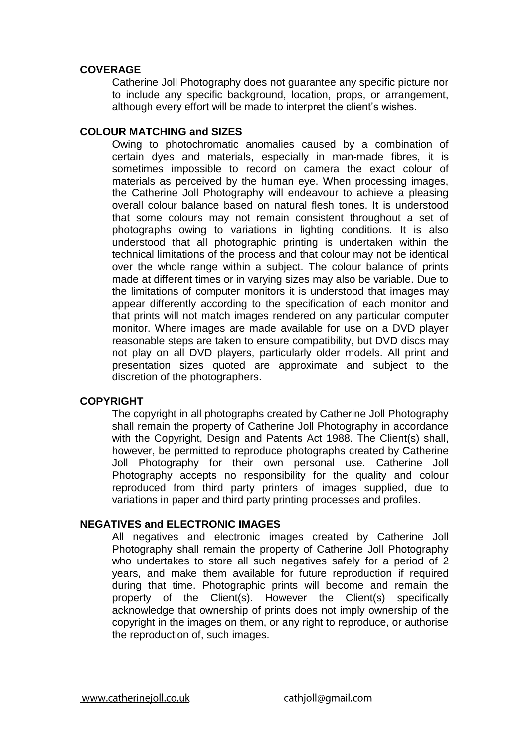**COVERAGE**

Catherine Joll Photography does not guarantee any specific picture nor to include any specific background, location, props, or arrangement, although every effort will be made to interpret the client's wishes.

**COLOUR MATCHING and SIZES**

Owing to photochromatic anomalies caused by a combination of certain dyes and materials, especially in man-made fibres, it is sometimes impossible to record on camera the exact colour of materials as perceived by the human eye. When processing images, the Catherine Joll Photography will endeavour to achieve a pleasing overall colour balance based on natural flesh tones. It is understood that some colours may not remain consistent throughout a set of photographs owing to variations in lighting conditions. It is also understood that all photographic printing is undertaken within the technical limitations of the process and that colour may not be identical over the whole range within a subject. The colour balance of prints made at different times or in varying sizes may also be variable. Due to the limitations of computer monitors it is understood that images may appear differently according to the specification of each monitor and that prints will not match images rendered on any particular computer monitor. Where images are made available for use on a DVD player reasonable steps are taken to ensure compatibility, but DVD discs may not play on all DVD players, particularly older models. All print and presentation sizes quoted are approximate and subject to the discretion of the photographers.

**COPYRIGHT**

The copyright in all photographs created by Catherine Joll Photography shall remain the property of Catherine Joll Photography in accordance with the Copyright, Design and Patents Act 1988. The Client(s) shall, however, be permitted to reproduce photographs created by Catherine Joll Photography for their own personal use. Catherine Joll Photography accepts no responsibility for the quality and colour reproduced from third party printers of images supplied, due to variations in paper and third party printing processes and profiles.

**NEGATIVES and ELECTRONIC IMAGES**

All negatives and electronic images created by Catherine Joll Photography shall remain the property of Catherine Joll Photography who undertakes to store all such negatives safely for a period of 2 years, and make them available for future reproduction if required during that time. Photographic prints will become and remain the property of the Client(s). However the Client(s) specifically acknowledge that ownership of prints does not imply ownership of the copyright in the images on them, or any right to reproduce, or authorise the reproduction of, such images.

www.catherinejoll.co.uk cathjoll@gmail.com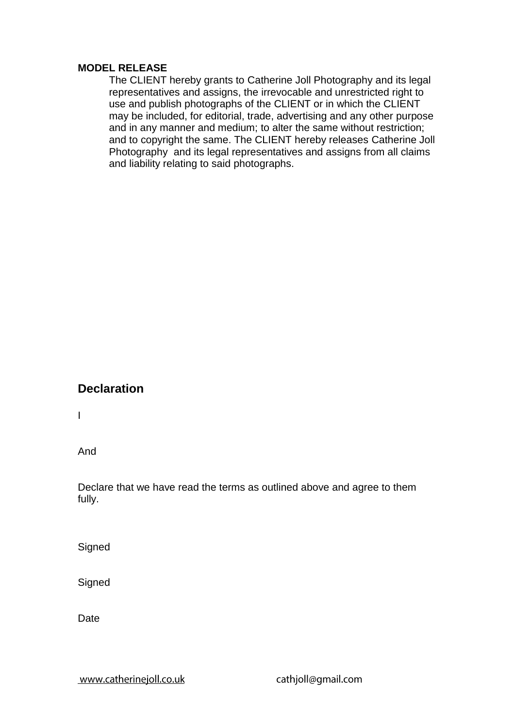**MODEL RELEASE**

The CLIENT hereby grants to Catherine Joll Photography and its legal representatives and assigns, the irrevocable and unrestricted right to use and publish photographs of the CLIENT or in which the CLIENT may be included, for editorial, trade, advertising and any other purpose and in any manner and medium; to alter the same without restriction; and to copyright the same. The CLIENT hereby releases Catherine Joll Photography and its legal representatives and assigns from all claims and liability relating to said photographs.

## Declaration

I

And

Declare that we have read the terms as outlined above and agree to them fully.

Signed

Signed

Date

www.catherinejoll.co.uk cathjoll@gmail.com